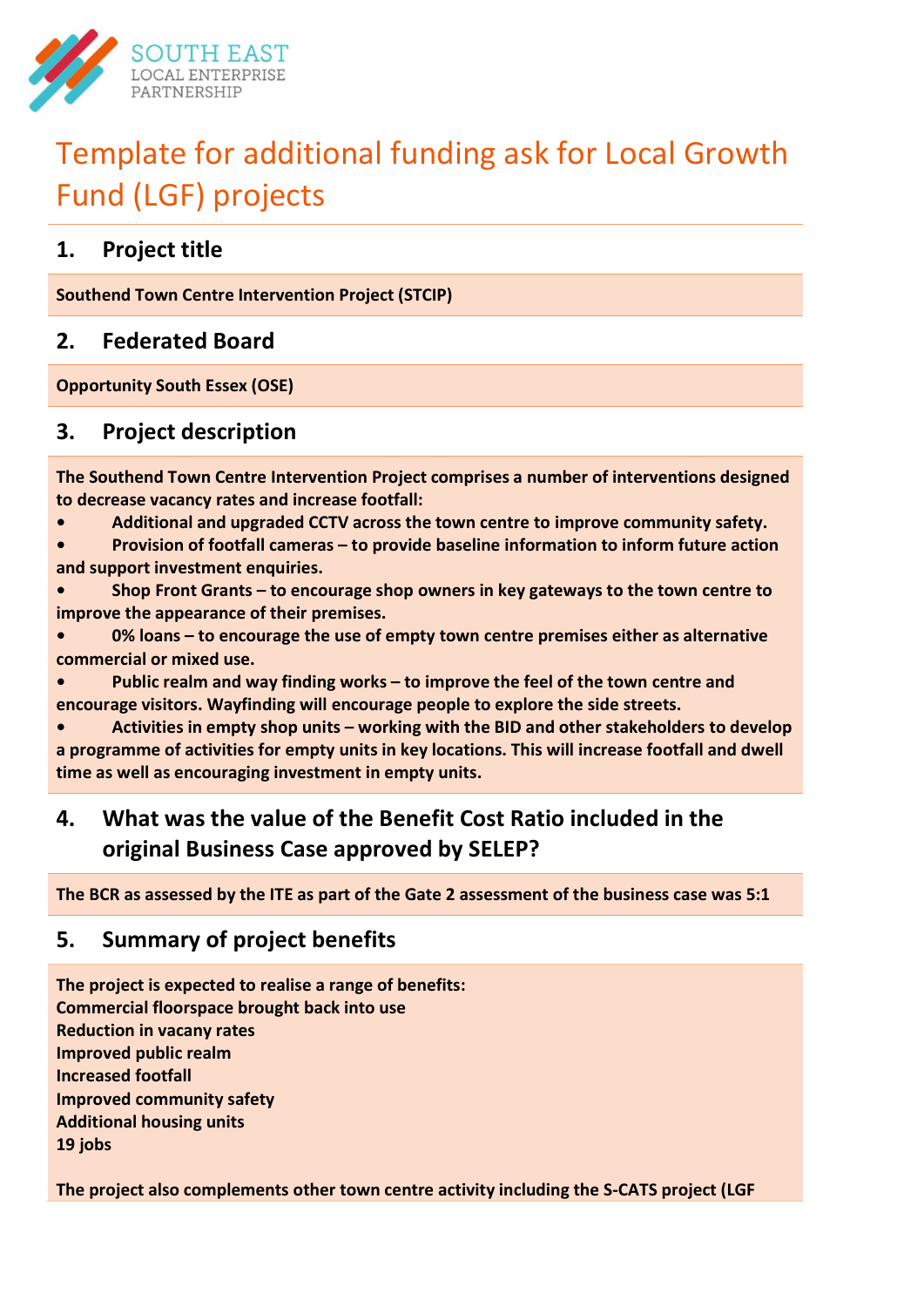SOUTH EAST
LOCAL ENTERPRISE
PARTNERSHIP

# Template for additional funding ask for Local Growth Fund (LGF) projects

## 1. Project title

**Southend Town Centre Intervention Project (STCIP)**

## 2. Federated Board

**Opportunity South Essex (OSE)**

## 3. Project description

**The Southend Town Centre Intervention Project comprises a number of interventions designed to decrease vacancy rates and increase footfall:**

- **Additional and upgraded CCTV across the town centre to improve community safety.**
- **Provision of footfall cameras – to provide baseline information to inform future action and support investment enquiries.**
- **Shop Front Grants – to encourage shop owners in key gateways to the town centre to improve the appearance of their premises.**
- **0% loans – to encourage the use of empty town centre premises either as alternative commercial or mixed use.**
- **Public realm and way finding works – to improve the feel of the town centre and encourage visitors. Wayfinding will encourage people to explore the side streets.**
- **Activities in empty shop units – working with the BID and other stakeholders to develop a programme of activities for empty units in key locations. This will increase footfall and dwell time as well as encouraging investment in empty units.**

## 4. What was the value of the Benefit Cost Ratio included in the original Business Case approved by SELEP?

**The BCR as assessed by the ITE as part of the Gate 2 assessment of the business case was 5:1**

## 5. Summary of project benefits

**The project is expected to realise a range of benefits:**
**Commercial floorspace brought back into use**
**Reduction in vacany rates**
**Improved public realm**
**Increased footfall**
**Improved community safety**
**Additional housing units**
**19 jobs**

**The project also complements other town centre activity including the S-CATS project (LGF**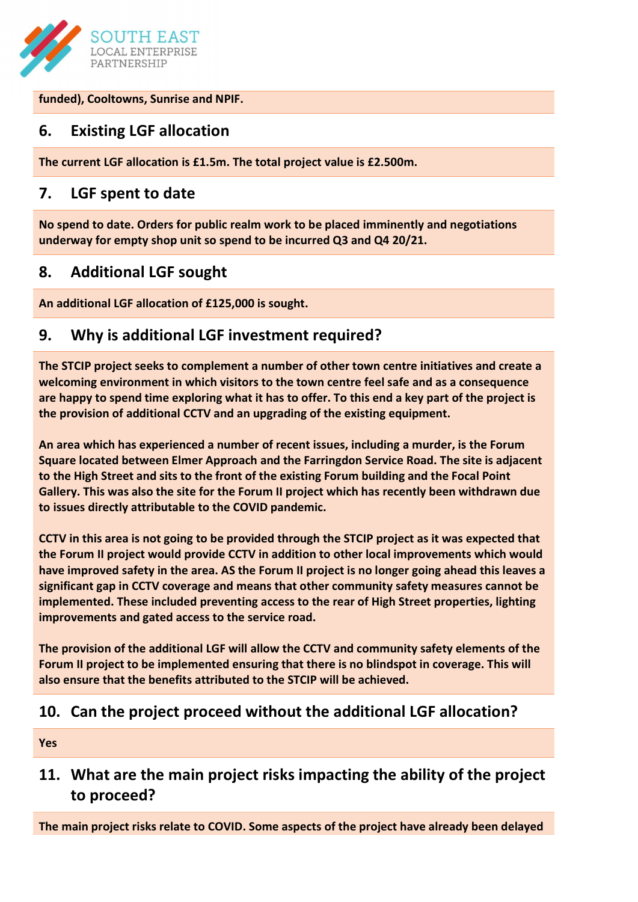**funded), Cooltowns, Sunrise and NPIF.**

## 6. Existing LGF allocation

**The current LGF allocation is £1.5m. The total project value is £2.500m.**

## 7. LGF spent to date

**No spend to date. Orders for public realm work to be placed imminently and negotiations underway for empty shop unit so spend to be incurred Q3 and Q4 20/21.**

## 8. Additional LGF sought

**An additional LGF allocation of £125,000 is sought.**

## 9. Why is additional LGF investment required?

**The STCIP project seeks to complement a number of other town centre initiatives and create a welcoming environment in which visitors to the town centre feel safe and as a consequence are happy to spend time exploring what it has to offer. To this end a key part of the project is the provision of additional CCTV and an upgrading of the existing equipment.**

**An area which has experienced a number of recent issues, including a murder, is the Forum Square located between Elmer Approach and the Farringdon Service Road. The site is adjacent to the High Street and sits to the front of the existing Forum building and the Focal Point Gallery. This was also the site for the Forum II project which has recently been withdrawn due to issues directly attributable to the COVID pandemic.**

**CCTV in this area is not going to be provided through the STCIP project as it was expected that the Forum II project would provide CCTV in addition to other local improvements which would have improved safety in the area. AS the Forum II project is no longer going ahead this leaves a significant gap in CCTV coverage and means that other community safety measures cannot be implemented. These included preventing access to the rear of High Street properties, lighting improvements and gated access to the service road.**

**The provision of the additional LGF will allow the CCTV and community safety elements of the Forum II project to be implemented ensuring that there is no blindspot in coverage. This will also ensure that the benefits attributed to the STCIP will be achieved.**

## 10. Can the project proceed without the additional LGF allocation?

**Yes**

## 11. What are the main project risks impacting the ability of the project to proceed?

**The main project risks relate to COVID. Some aspects of the project have already been delayed**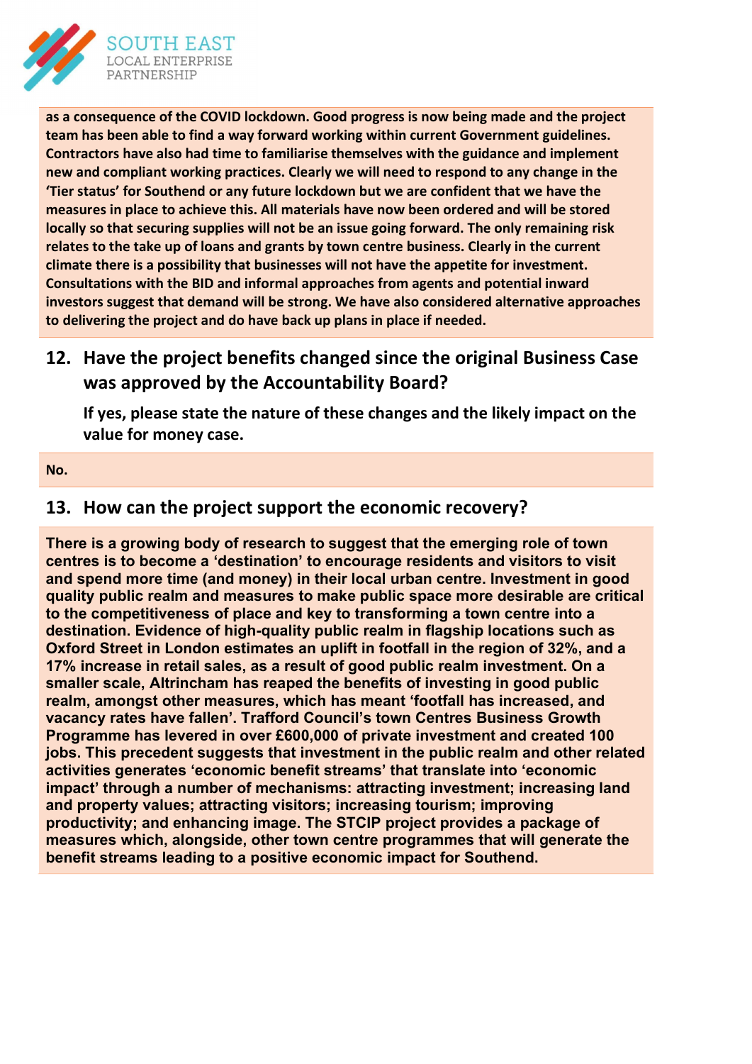**as a consequence of the COVID lockdown. Good progress is now being made and the project team has been able to find a way forward working within current Government guidelines. Contractors have also had time to familiarise themselves with the guidance and implement new and compliant working practices. Clearly we will need to respond to any change in the 'Tier status' for Southend or any future lockdown but we are confident that we have the measures in place to achieve this. All materials have now been ordered and will be stored locally so that securing supplies will not be an issue going forward. The only remaining risk relates to the take up of loans and grants by town centre business. Clearly in the current climate there is a possibility that businesses will not have the appetite for investment. Consultations with the BID and informal approaches from agents and potential inward investors suggest that demand will be strong. We have also considered alternative approaches to delivering the project and do have back up plans in place if needed.**

## 12. Have the project benefits changed since the original Business Case was approved by the Accountability Board?

**If yes, please state the nature of these changes and the likely impact on the value for money case.**

**No.**

## 13. How can the project support the economic recovery?

**There is a growing body of research to suggest that the emerging role of town centres is to become a 'destination' to encourage residents and visitors to visit and spend more time (and money) in their local urban centre. Investment in good quality public realm and measures to make public space more desirable are critical to the competitiveness of place and key to transforming a town centre into a destination. Evidence of high-quality public realm in flagship locations such as Oxford Street in London estimates an uplift in footfall in the region of 32%, and a 17% increase in retail sales, as a result of good public realm investment. On a smaller scale, Altrincham has reaped the benefits of investing in good public realm, amongst other measures, which has meant 'footfall has increased, and vacancy rates have fallen'. Trafford Council's town Centres Business Growth Programme has levered in over £600,000 of private investment and created 100 jobs. This precedent suggests that investment in the public realm and other related activities generates 'economic benefit streams' that translate into 'economic impact' through a number of mechanisms: attracting investment; increasing land and property values; attracting visitors; increasing tourism; improving productivity; and enhancing image. The STCIP project provides a package of measures which, alongside, other town centre programmes that will generate the benefit streams leading to a positive economic impact for Southend.**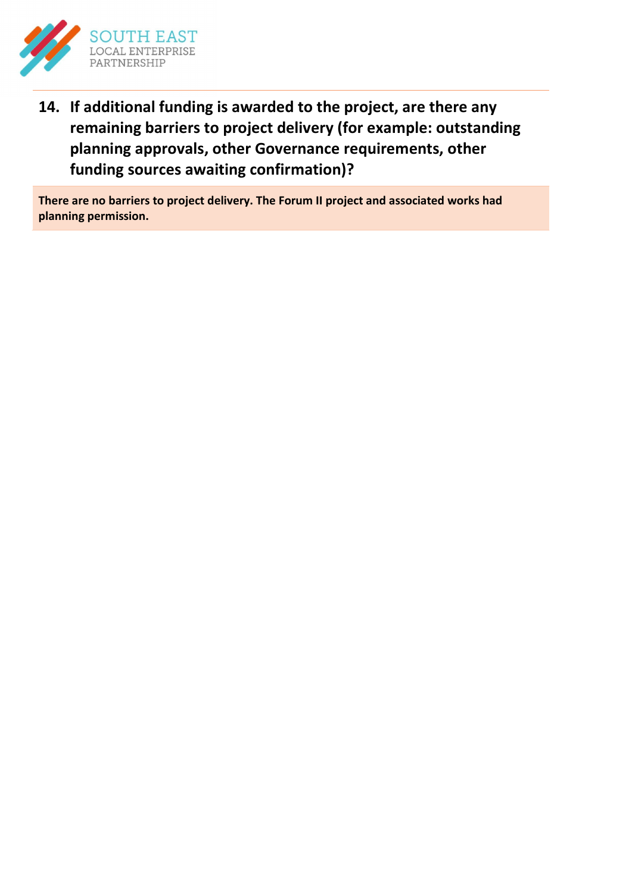**14. If additional funding is awarded to the project, are there any remaining barriers to project delivery (for example: outstanding planning approvals, other Governance requirements, other funding sources awaiting confirmation)?**

**There are no barriers to project delivery. The Forum II project and associated works had planning permission.**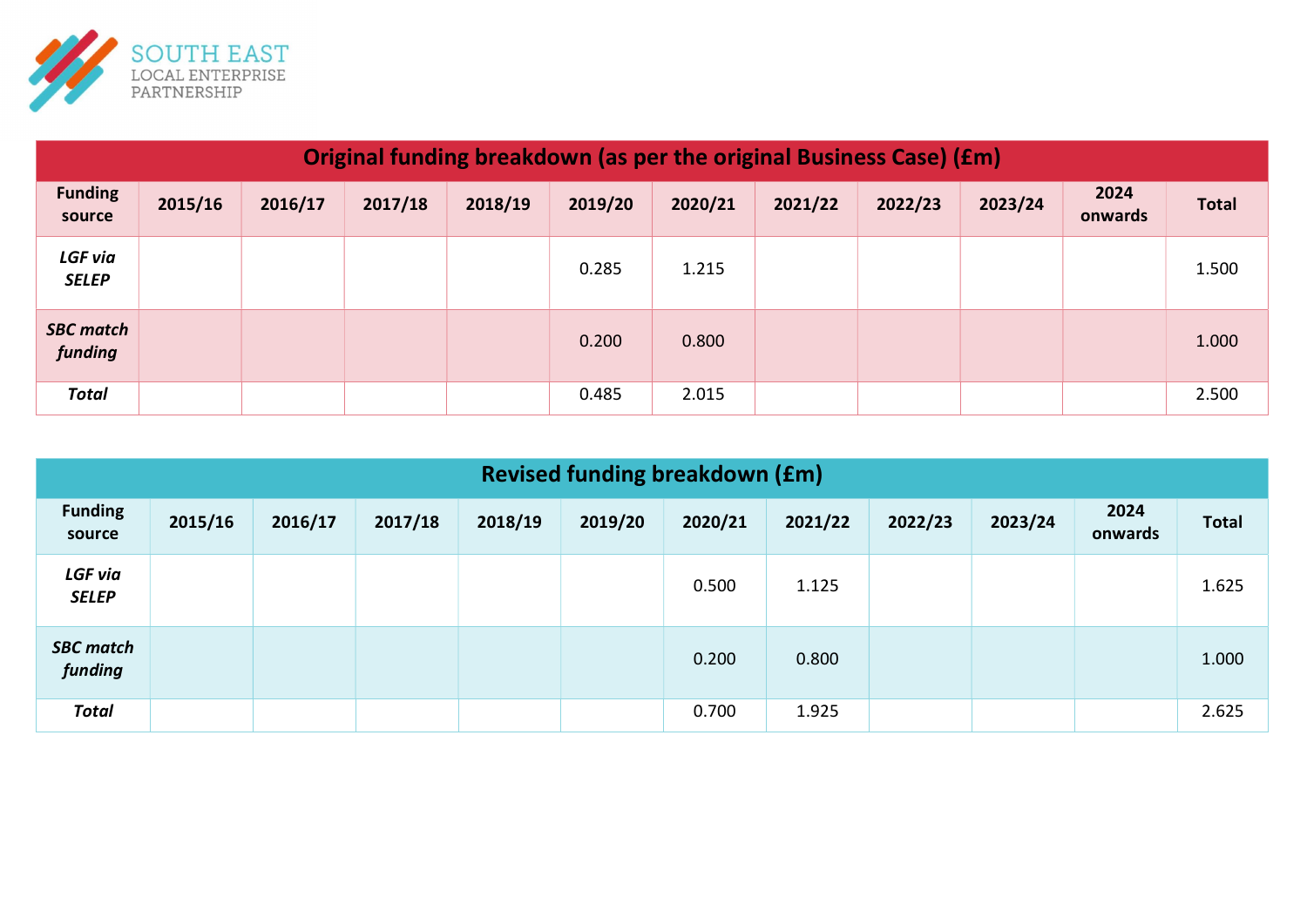| Original funding breakdown (as per the original Business Case) (£m) | | | | | | | | | | | |
|---|---|---|---|---|---|---|---|---|---|---|---|
| Funding source | 2015/16 | 2016/17 | 2017/18 | 2018/19 | 2019/20 | 2020/21 | 2021/22 | 2022/23 | 2023/24 | 2024 onwards | Total |
| ***LGF via SELEP*** | | | | | 0.285 | 1.215 | | | | | 1.500 |
| ***SBC match funding*** | | | | | 0.200 | 0.800 | | | | | 1.000 |
| ***Total*** | | | | | 0.485 | 2.015 | | | | | 2.500 |

| Revised funding breakdown (£m) | | | | | | | | | | | |
|---|---|---|---|---|---|---|---|---|---|---|---|
| Funding source | 2015/16 | 2016/17 | 2017/18 | 2018/19 | 2019/20 | 2020/21 | 2021/22 | 2022/23 | 2023/24 | 2024 onwards | Total |
| ***LGF via SELEP*** | | | | | | 0.500 | 1.125 | | | | 1.625 |
| ***SBC match funding*** | | | | | | 0.200 | 0.800 | | | | 1.000 |
| ***Total*** | | | | | | 0.700 | 1.925 | | | | 2.625 |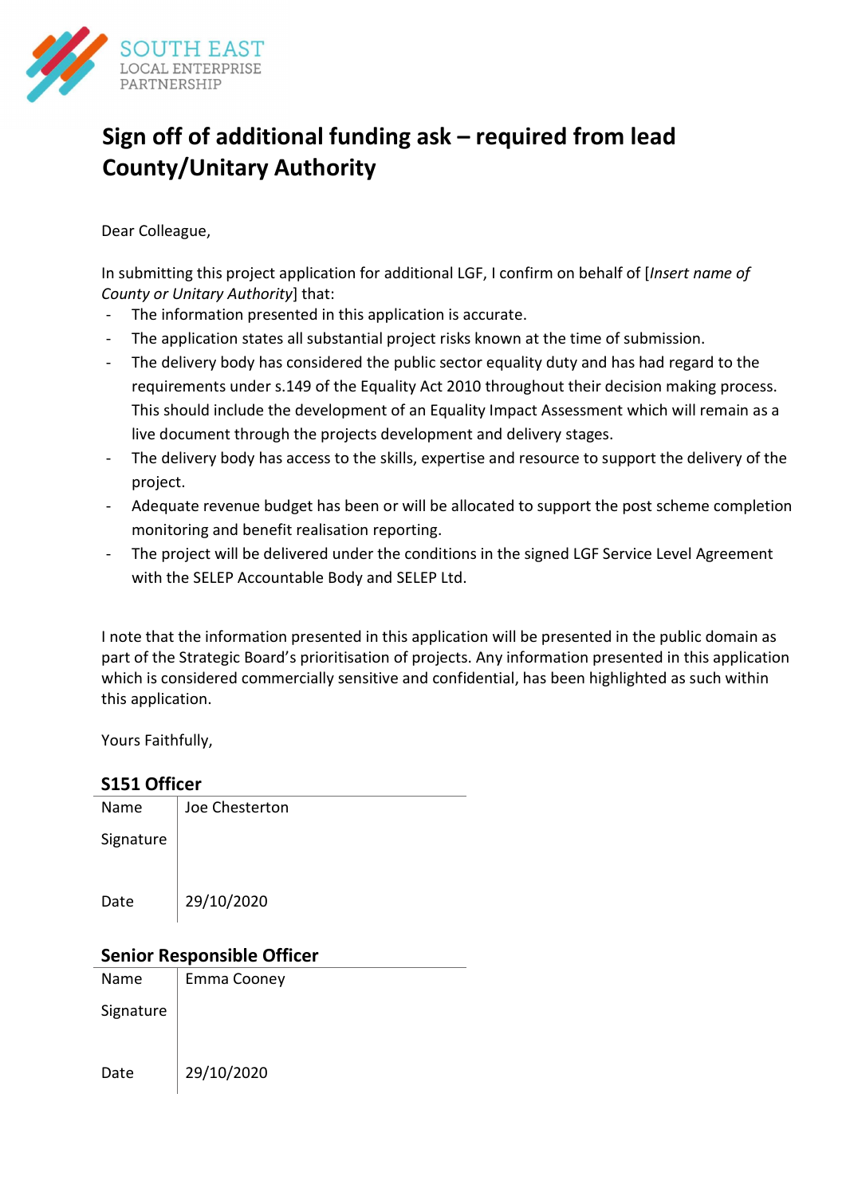SOUTH EAST
LOCAL ENTERPRISE
PARTNERSHIP

# Sign off of additional funding ask – required from lead County/Unitary Authority

Dear Colleague,

In submitting this project application for additional LGF, I confirm on behalf of [*Insert name of County or Unitary Authority*] that:

- The information presented in this application is accurate.
- The application states all substantial project risks known at the time of submission.
- The delivery body has considered the public sector equality duty and has had regard to the requirements under s.149 of the Equality Act 2010 throughout their decision making process. This should include the development of an Equality Impact Assessment which will remain as a live document through the projects development and delivery stages.
- The delivery body has access to the skills, expertise and resource to support the delivery of the project.
- Adequate revenue budget has been or will be allocated to support the post scheme completion monitoring and benefit realisation reporting.
- The project will be delivered under the conditions in the signed LGF Service Level Agreement with the SELEP Accountable Body and SELEP Ltd.

I note that the information presented in this application will be presented in the public domain as part of the Strategic Board's prioritisation of projects. Any information presented in this application which is considered commercially sensitive and confidential, has been highlighted as such within this application.

Yours Faithfully,

## S151 Officer

| | |
|---|---|
| Name | Joe Chesterton |
| Signature | |
| Date | 29/10/2020 |

## Senior Responsible Officer

| | |
|---|---|
| Name | Emma Cooney |
| Signature | |
| Date | 29/10/2020 |